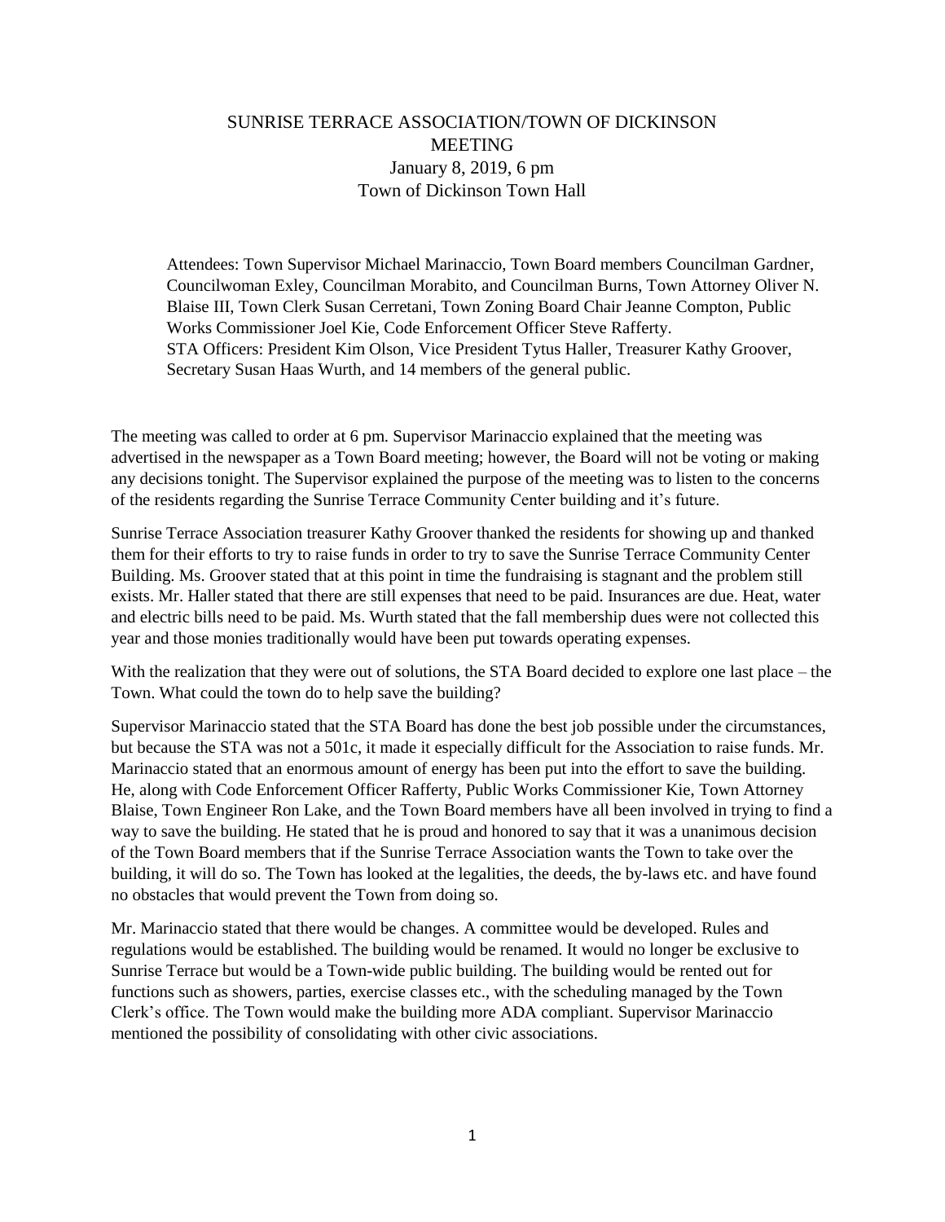# SUNRISE TERRACE ASSOCIATION/TOWN OF DICKINSON MEETING

January 8, 2019, 6 pm

Town of Dickinson Town Hall

Attendees: Town Supervisor Michael Marinaccio, Town Board members Councilman Gardner, Councilwoman Exley, Councilman Morabito, and Councilman Burns, Town Attorney Oliver N. Blaise III, Town Clerk Susan Cerretani, Town Zoning Board Chair Jeanne Compton, Public Works Commissioner Joel Kie, Code Enforcement Officer Steve Rafferty.
STA Officers: President Kim Olson, Vice President Tytus Haller, Treasurer Kathy Groover, Secretary Susan Haas Wurth, and 14 members of the general public.

The meeting was called to order at 6 pm. Supervisor Marinaccio explained that the meeting was advertised in the newspaper as a Town Board meeting; however, the Board will not be voting or making any decisions tonight. The Supervisor explained the purpose of the meeting was to listen to the concerns of the residents regarding the Sunrise Terrace Community Center building and it's future.

Sunrise Terrace Association treasurer Kathy Groover thanked the residents for showing up and thanked them for their efforts to try to raise funds in order to try to save the Sunrise Terrace Community Center Building. Ms. Groover stated that at this point in time the fundraising is stagnant and the problem still exists. Mr. Haller stated that there are still expenses that need to be paid. Insurances are due. Heat, water and electric bills need to be paid. Ms. Wurth stated that the fall membership dues were not collected this year and those monies traditionally would have been put towards operating expenses.

With the realization that they were out of solutions, the STA Board decided to explore one last place – the Town. What could the town do to help save the building?

Supervisor Marinaccio stated that the STA Board has done the best job possible under the circumstances, but because the STA was not a 501c, it made it especially difficult for the Association to raise funds. Mr. Marinaccio stated that an enormous amount of energy has been put into the effort to save the building. He, along with Code Enforcement Officer Rafferty, Public Works Commissioner Kie, Town Attorney Blaise, Town Engineer Ron Lake, and the Town Board members have all been involved in trying to find a way to save the building. He stated that he is proud and honored to say that it was a unanimous decision of the Town Board members that if the Sunrise Terrace Association wants the Town to take over the building, it will do so. The Town has looked at the legalities, the deeds, the by-laws etc. and have found no obstacles that would prevent the Town from doing so.

Mr. Marinaccio stated that there would be changes. A committee would be developed. Rules and regulations would be established. The building would be renamed. It would no longer be exclusive to Sunrise Terrace but would be a Town-wide public building. The building would be rented out for functions such as showers, parties, exercise classes etc., with the scheduling managed by the Town Clerk's office. The Town would make the building more ADA compliant. Supervisor Marinaccio mentioned the possibility of consolidating with other civic associations.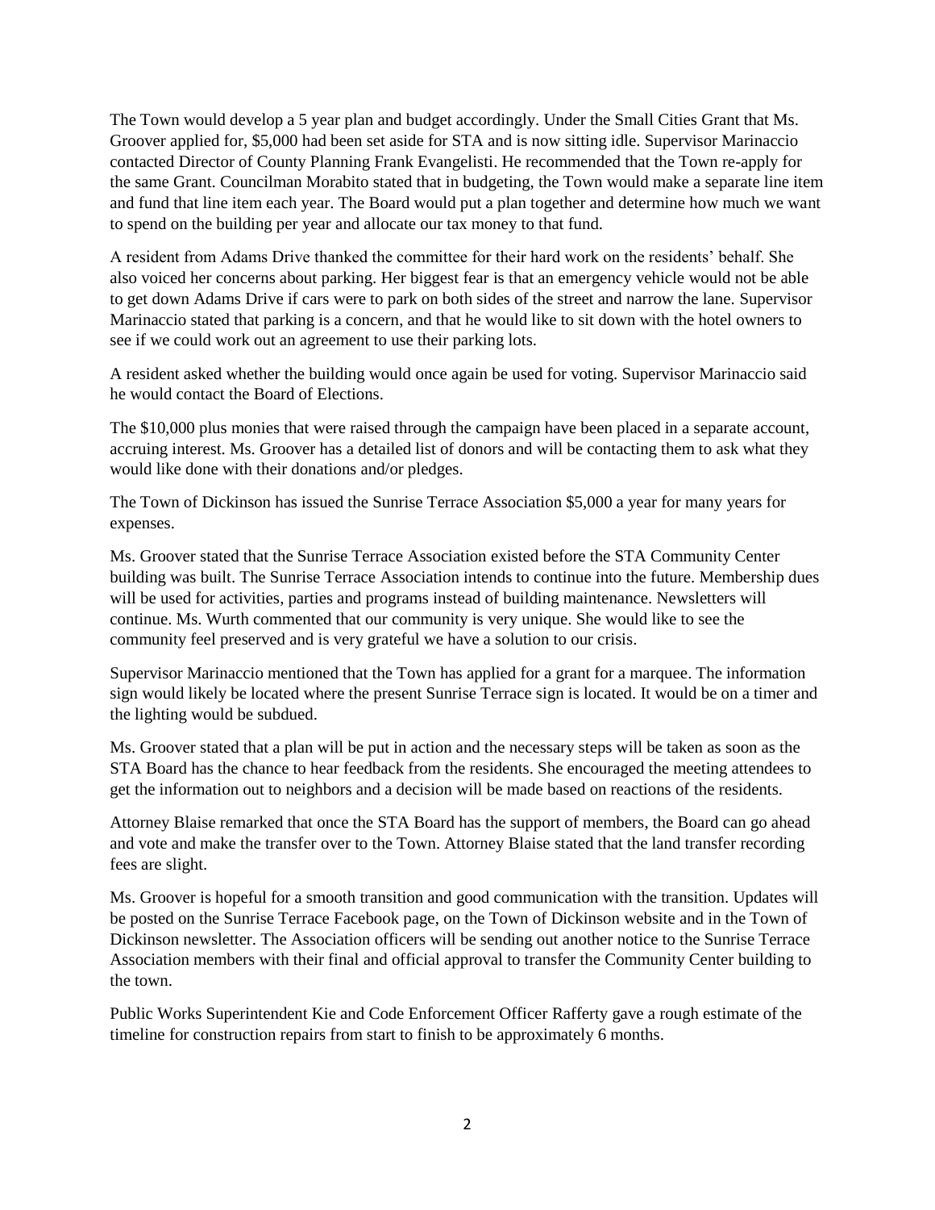The Town would develop a 5 year plan and budget accordingly. Under the Small Cities Grant that Ms. Groover applied for, $5,000 had been set aside for STA and is now sitting idle. Supervisor Marinaccio contacted Director of County Planning Frank Evangelisti. He recommended that the Town re-apply for the same Grant. Councilman Morabito stated that in budgeting, the Town would make a separate line item and fund that line item each year. The Board would put a plan together and determine how much we want to spend on the building per year and allocate our tax money to that fund.

A resident from Adams Drive thanked the committee for their hard work on the residents' behalf. She also voiced her concerns about parking. Her biggest fear is that an emergency vehicle would not be able to get down Adams Drive if cars were to park on both sides of the street and narrow the lane. Supervisor Marinaccio stated that parking is a concern, and that he would like to sit down with the hotel owners to see if we could work out an agreement to use their parking lots.

A resident asked whether the building would once again be used for voting. Supervisor Marinaccio said he would contact the Board of Elections.

The $10,000 plus monies that were raised through the campaign have been placed in a separate account, accruing interest. Ms. Groover has a detailed list of donors and will be contacting them to ask what they would like done with their donations and/or pledges.

The Town of Dickinson has issued the Sunrise Terrace Association $5,000 a year for many years for expenses.

Ms. Groover stated that the Sunrise Terrace Association existed before the STA Community Center building was built. The Sunrise Terrace Association intends to continue into the future. Membership dues will be used for activities, parties and programs instead of building maintenance. Newsletters will continue. Ms. Wurth commented that our community is very unique. She would like to see the community feel preserved and is very grateful we have a solution to our crisis.

Supervisor Marinaccio mentioned that the Town has applied for a grant for a marquee. The information sign would likely be located where the present Sunrise Terrace sign is located. It would be on a timer and the lighting would be subdued.

Ms. Groover stated that a plan will be put in action and the necessary steps will be taken as soon as the STA Board has the chance to hear feedback from the residents. She encouraged the meeting attendees to get the information out to neighbors and a decision will be made based on reactions of the residents.

Attorney Blaise remarked that once the STA Board has the support of members, the Board can go ahead and vote and make the transfer over to the Town. Attorney Blaise stated that the land transfer recording fees are slight.

Ms. Groover is hopeful for a smooth transition and good communication with the transition. Updates will be posted on the Sunrise Terrace Facebook page, on the Town of Dickinson website and in the Town of Dickinson newsletter. The Association officers will be sending out another notice to the Sunrise Terrace Association members with their final and official approval to transfer the Community Center building to the town.

Public Works Superintendent Kie and Code Enforcement Officer Rafferty gave a rough estimate of the timeline for construction repairs from start to finish to be approximately 6 months.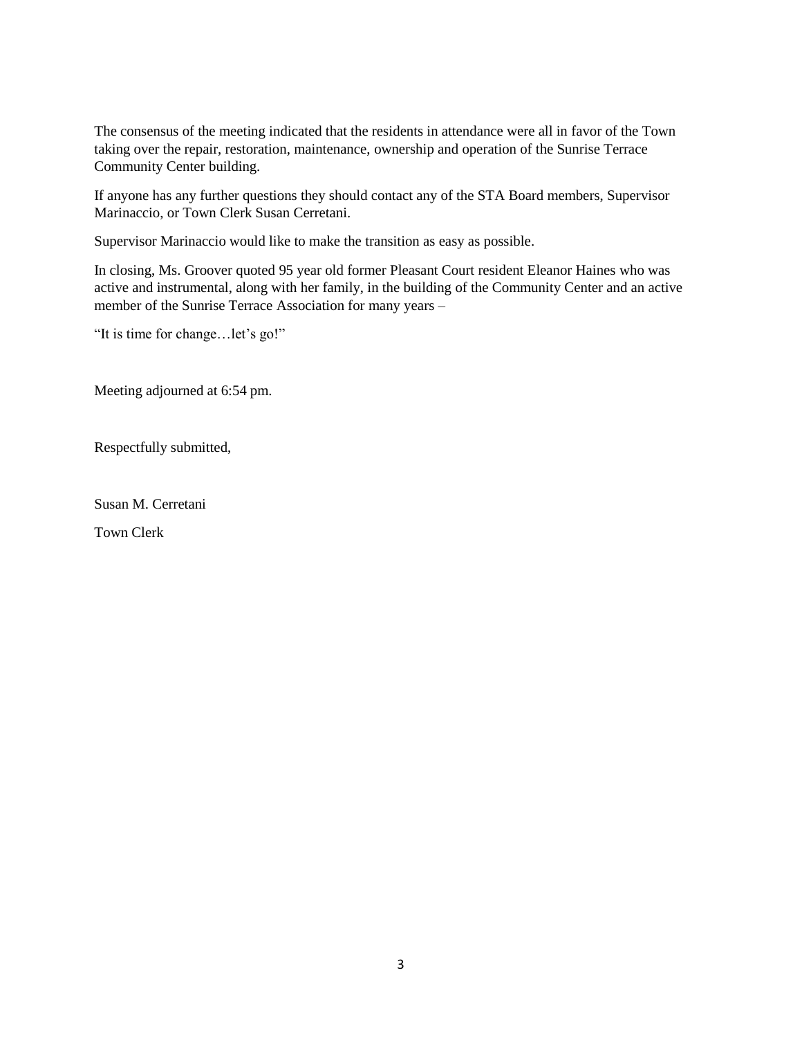The consensus of the meeting indicated that the residents in attendance were all in favor of the Town taking over the repair, restoration, maintenance, ownership and operation of the Sunrise Terrace Community Center building.

If anyone has any further questions they should contact any of the STA Board members, Supervisor Marinaccio, or Town Clerk Susan Cerretani.

Supervisor Marinaccio would like to make the transition as easy as possible.

In closing, Ms. Groover quoted 95 year old former Pleasant Court resident Eleanor Haines who was active and instrumental, along with her family, in the building of the Community Center and an active member of the Sunrise Terrace Association for many years –

"It is time for change…let's go!"

Meeting adjourned at 6:54 pm.

Respectfully submitted,

Susan M. Cerretani

Town Clerk